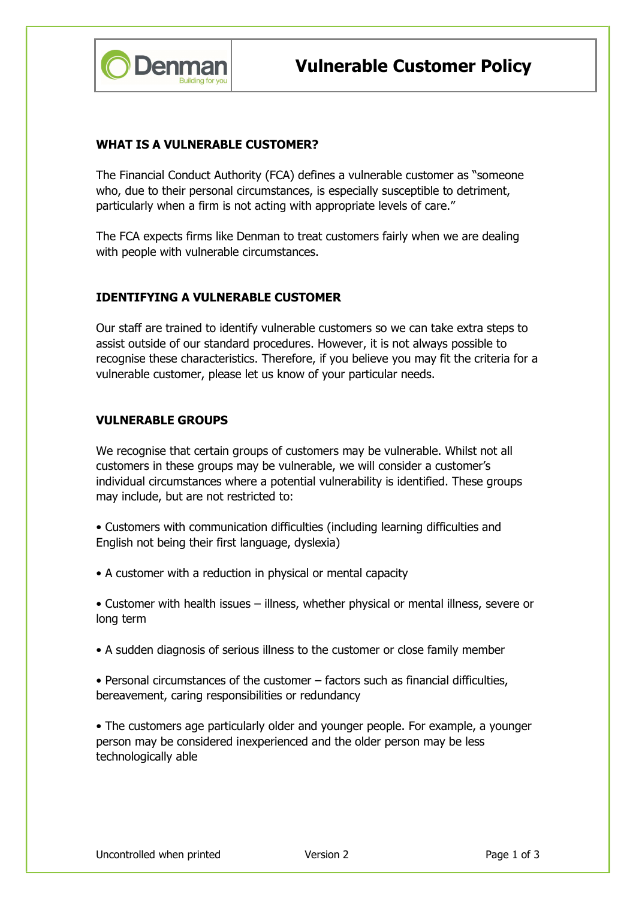# Vulnerable Customer Policy

## WHAT IS A VULNERABLE CUSTOMER?

The Financial Conduct Authority (FCA) defines a vulnerable customer as "someone who, due to their personal circumstances, is especially susceptible to detriment, particularly when a firm is not acting with appropriate levels of care."

The FCA expects firms like Denman to treat customers fairly when we are dealing with people with vulnerable circumstances.

## IDENTIFYING A VULNERABLE CUSTOMER

Our staff are trained to identify vulnerable customers so we can take extra steps to assist outside of our standard procedures. However, it is not always possible to recognise these characteristics. Therefore, if you believe you may fit the criteria for a vulnerable customer, please let us know of your particular needs.

## VULNERABLE GROUPS

We recognise that certain groups of customers may be vulnerable. Whilst not all customers in these groups may be vulnerable, we will consider a customer's individual circumstances where a potential vulnerability is identified. These groups may include, but are not restricted to:

- Customers with communication difficulties (including learning difficulties and English not being their first language, dyslexia)
- A customer with a reduction in physical or mental capacity
- Customer with health issues – illness, whether physical or mental illness, severe or long term
- A sudden diagnosis of serious illness to the customer or close family member
- Personal circumstances of the customer – factors such as financial difficulties, bereavement, caring responsibilities or redundancy
- The customers age particularly older and younger people. For example, a younger person may be considered inexperienced and the older person may be less technologically able

Uncontrolled when printed — Version 2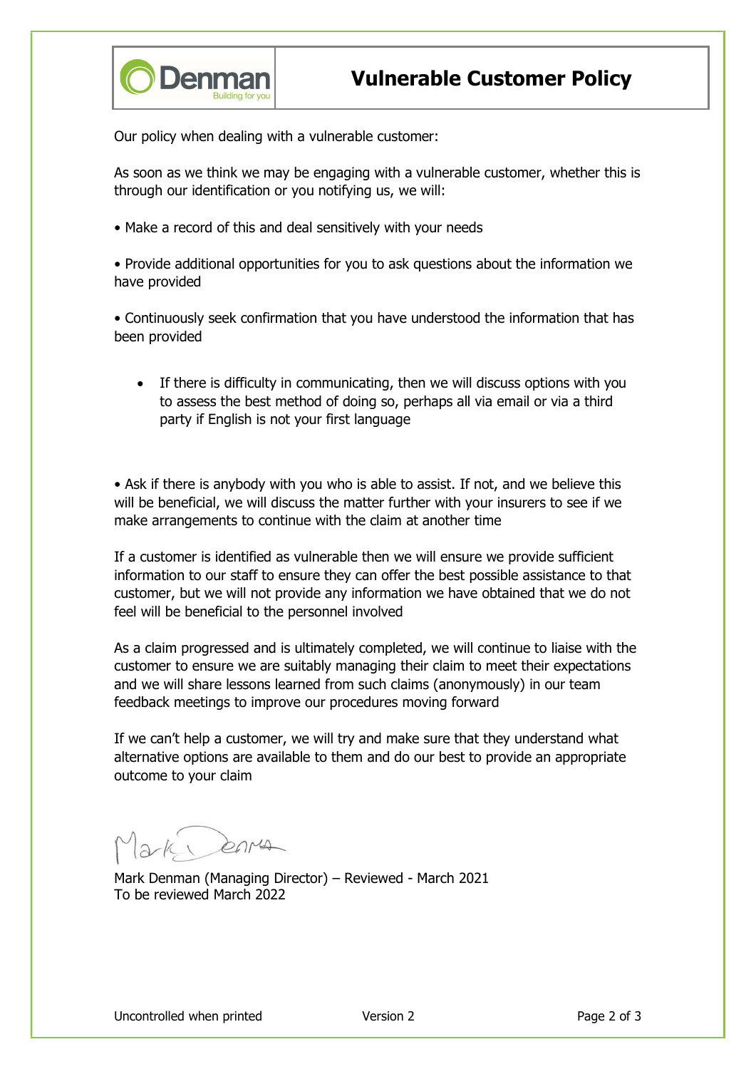# Vulnerable Customer Policy

Our policy when dealing with a vulnerable customer:

As soon as we think we may be engaging with a vulnerable customer, whether this is through our identification or you notifying us, we will:

- Make a record of this and deal sensitively with your needs

- Provide additional opportunities for you to ask questions about the information we have provided

- Continuously seek confirmation that you have understood the information that has been provided

  - If there is difficulty in communicating, then we will discuss options with you to assess the best method of doing so, perhaps all via email or via a third party if English is not your first language

- Ask if there is anybody with you who is able to assist. If not, and we believe this will be beneficial, we will discuss the matter further with your insurers to see if we make arrangements to continue with the claim at another time

If a customer is identified as vulnerable then we will ensure we provide sufficient information to our staff to ensure they can offer the best possible assistance to that customer, but we will not provide any information we have obtained that we do not feel will be beneficial to the personnel involved

As a claim progressed and is ultimately completed, we will continue to liaise with the customer to ensure we are suitably managing their claim to meet their expectations and we will share lessons learned from such claims (anonymously) in our team feedback meetings to improve our procedures moving forward

If we can't help a customer, we will try and make sure that they understand what alternative options are available to them and do our best to provide an appropriate outcome to your claim

Mark Denman

Mark Denman (Managing Director) – Reviewed - March 2021
To be reviewed March 2022

Uncontrolled when printed — Version 2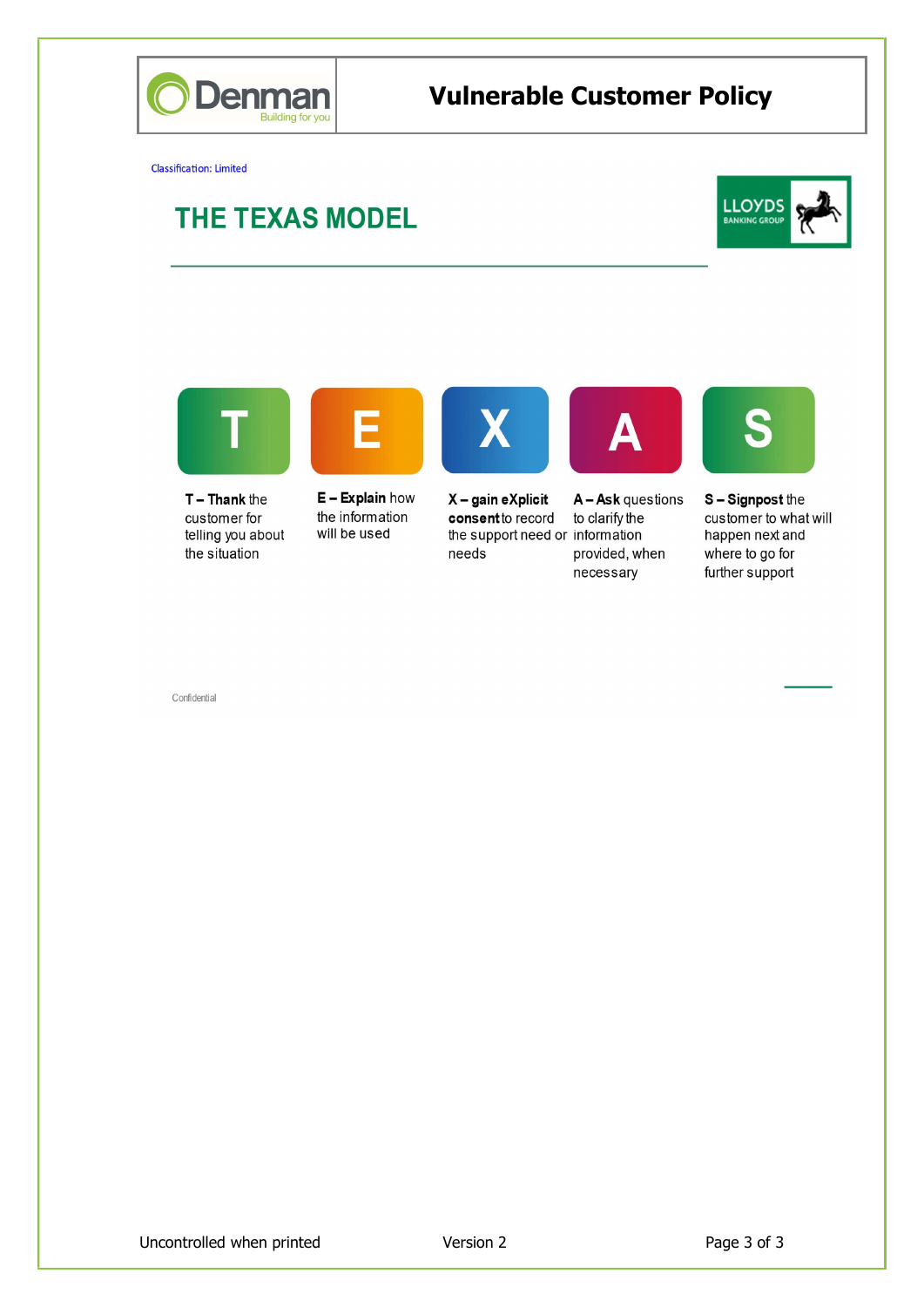Classification: Limited

# THE TEXAS MODEL

LLOYDS BANKING GROUP

**T**

**E**

**X**

**A**

**S**

**T – Thank** the customer for telling you about the situation

**E – Explain** how the information will be used

**X – gain eXplicit consent** to record the support need or needs

**A – Ask** questions to clarify the information provided, when necessary

**S – Signpost** the customer to what will happen next and where to go for further support

Confidential